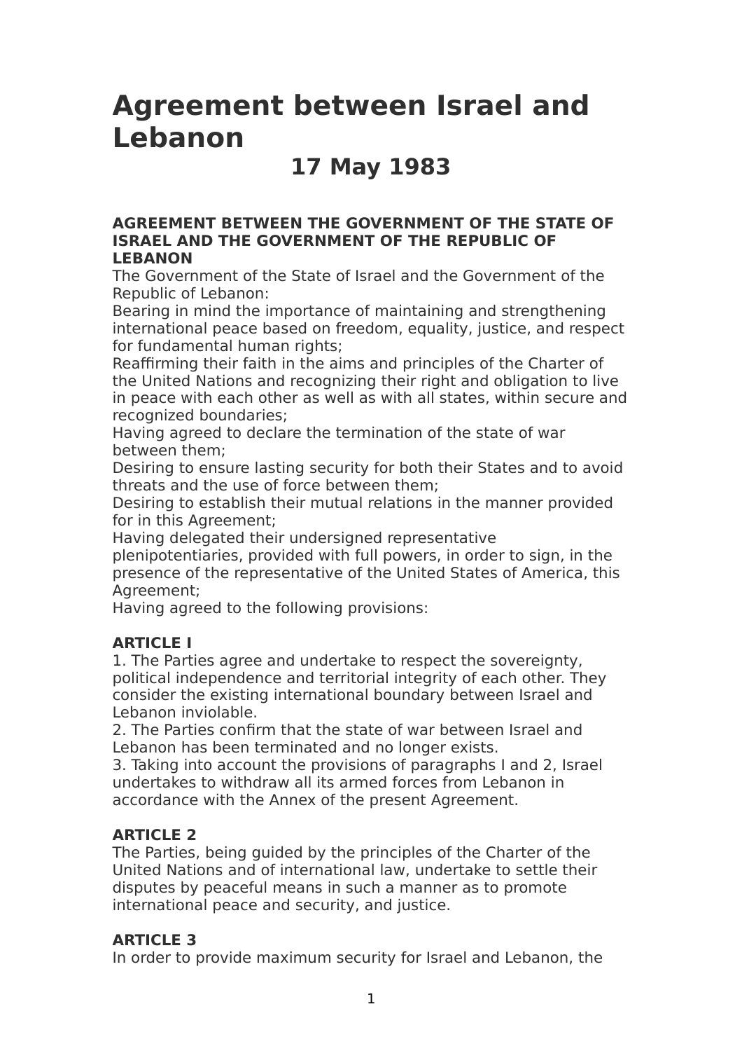# Agreement between Israel and Lebanon

## 17 May 1983

**AGREEMENT BETWEEN THE GOVERNMENT OF THE STATE OF ISRAEL AND THE GOVERNMENT OF THE REPUBLIC OF LEBANON**

The Government of the State of Israel and the Government of the Republic of Lebanon:

Bearing in mind the importance of maintaining and strengthening international peace based on freedom, equality, justice, and respect for fundamental human rights;

Reaffirming their faith in the aims and principles of the Charter of the United Nations and recognizing their right and obligation to live in peace with each other as well as with all states, within secure and recognized boundaries;

Having agreed to declare the termination of the state of war between them;

Desiring to ensure lasting security for both their States and to avoid threats and the use of force between them;

Desiring to establish their mutual relations in the manner provided for in this Agreement;

Having delegated their undersigned representative plenipotentiaries, provided with full powers, in order to sign, in the presence of the representative of the United States of America, this Agreement;

Having agreed to the following provisions:

**ARTICLE I**

1. The Parties agree and undertake to respect the sovereignty, political independence and territorial integrity of each other. They consider the existing international boundary between Israel and Lebanon inviolable.
2. The Parties confirm that the state of war between Israel and Lebanon has been terminated and no longer exists.
3. Taking into account the provisions of paragraphs I and 2, Israel undertakes to withdraw all its armed forces from Lebanon in accordance with the Annex of the present Agreement.

**ARTICLE 2**

The Parties, being guided by the principles of the Charter of the United Nations and of international law, undertake to settle their disputes by peaceful means in such a manner as to promote international peace and security, and justice.

**ARTICLE 3**

In order to provide maximum security for Israel and Lebanon, the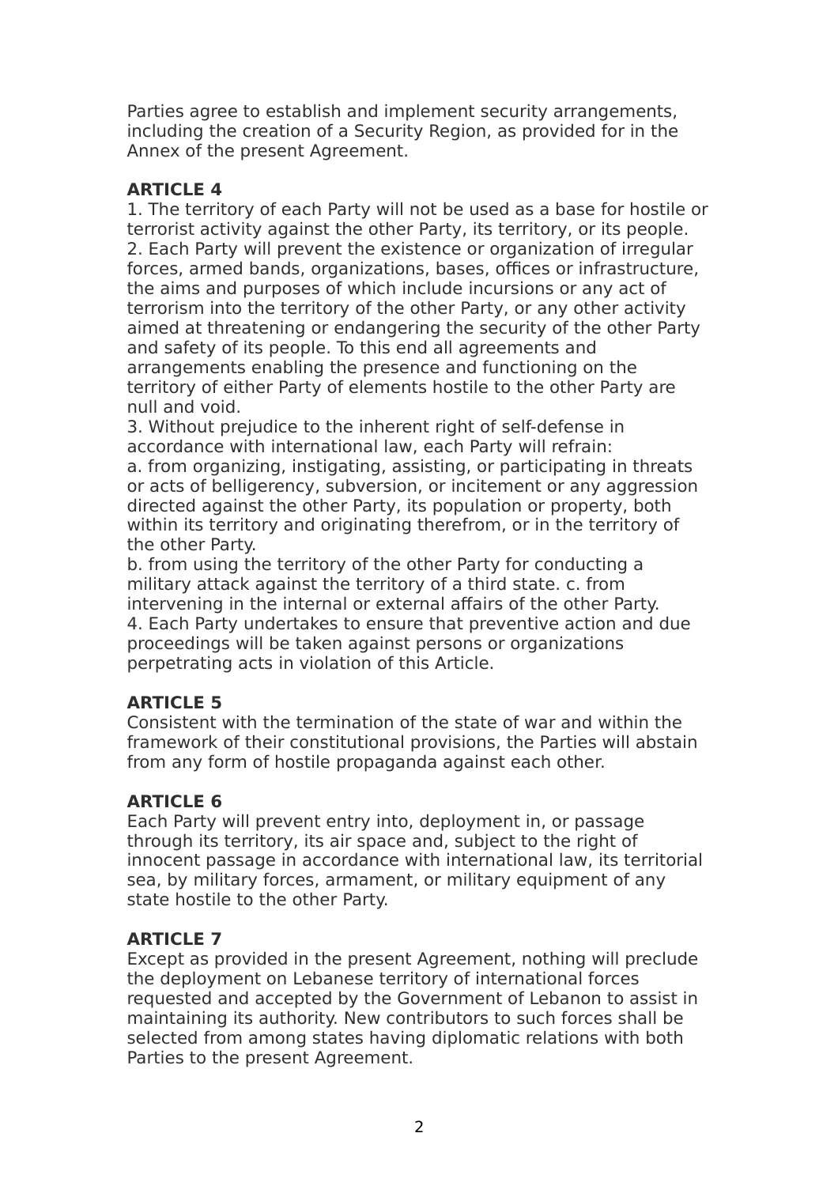Parties agree to establish and implement security arrangements, including the creation of a Security Region, as provided for in the Annex of the present Agreement.

**ARTICLE 4**

1. The territory of each Party will not be used as a base for hostile or terrorist activity against the other Party, its territory, or its people.
2. Each Party will prevent the existence or organization of irregular forces, armed bands, organizations, bases, offices or infrastructure, the aims and purposes of which include incursions or any act of terrorism into the territory of the other Party, or any other activity aimed at threatening or endangering the security of the other Party and safety of its people. To this end all agreements and arrangements enabling the presence and functioning on the territory of either Party of elements hostile to the other Party are null and void.
3. Without prejudice to the inherent right of self-defense in accordance with international law, each Party will refrain:
a. from organizing, instigating, assisting, or participating in threats or acts of belligerency, subversion, or incitement or any aggression directed against the other Party, its population or property, both within its territory and originating therefrom, or in the territory of the other Party.
b. from using the territory of the other Party for conducting a military attack against the territory of a third state. c. from intervening in the internal or external affairs of the other Party.
4. Each Party undertakes to ensure that preventive action and due proceedings will be taken against persons or organizations perpetrating acts in violation of this Article.

**ARTICLE 5**

Consistent with the termination of the state of war and within the framework of their constitutional provisions, the Parties will abstain from any form of hostile propaganda against each other.

**ARTICLE 6**

Each Party will prevent entry into, deployment in, or passage through its territory, its air space and, subject to the right of innocent passage in accordance with international law, its territorial sea, by military forces, armament, or military equipment of any state hostile to the other Party.

**ARTICLE 7**

Except as provided in the present Agreement, nothing will preclude the deployment on Lebanese territory of international forces requested and accepted by the Government of Lebanon to assist in maintaining its authority. New contributors to such forces shall be selected from among states having diplomatic relations with both Parties to the present Agreement.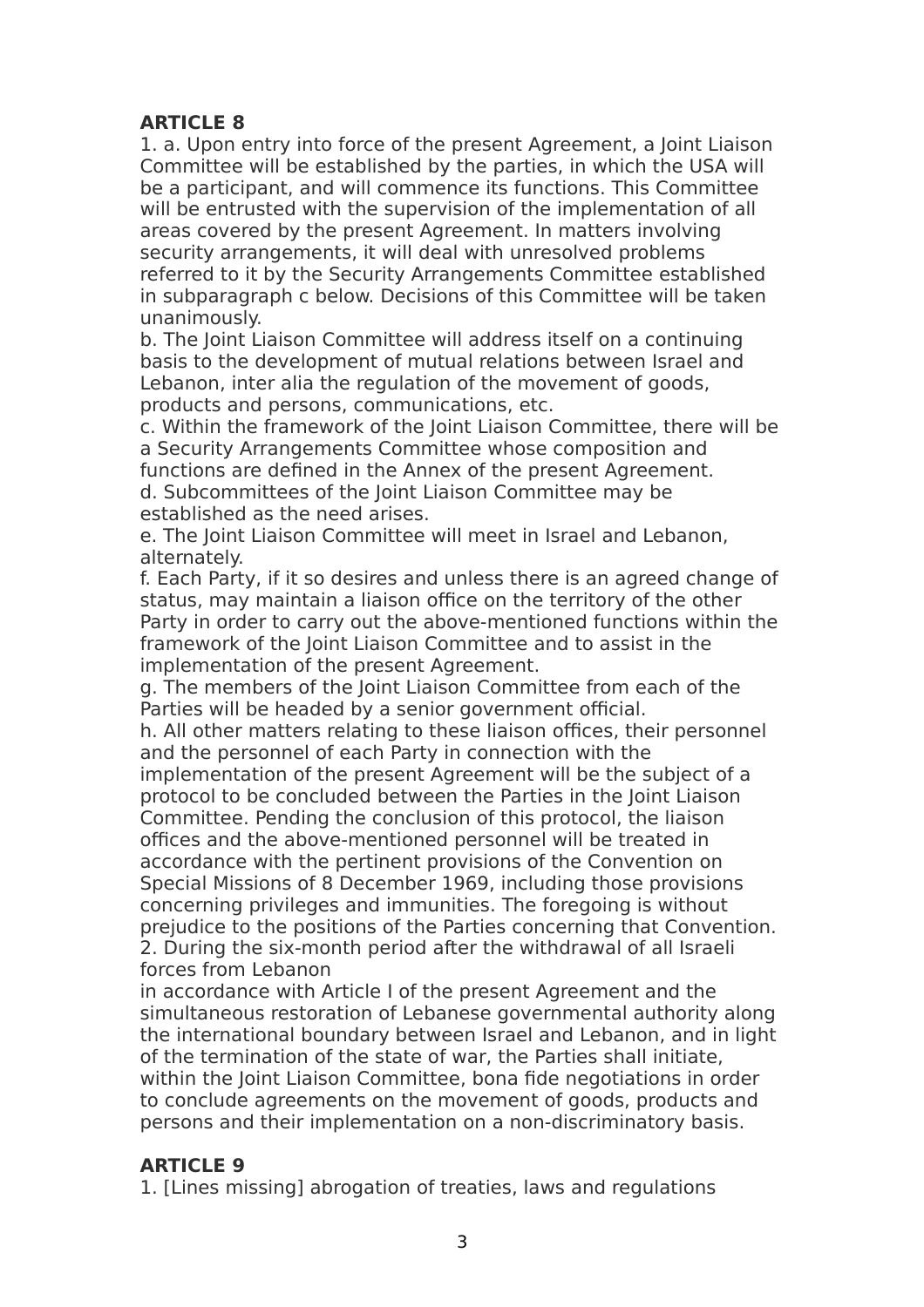**ARTICLE 8**

1. a. Upon entry into force of the present Agreement, a Joint Liaison Committee will be established by the parties, in which the USA will be a participant, and will commence its functions. This Committee will be entrusted with the supervision of the implementation of all areas covered by the present Agreement. In matters involving security arrangements, it will deal with unresolved problems referred to it by the Security Arrangements Committee established in subparagraph c below. Decisions of this Committee will be taken unanimously.

b. The Joint Liaison Committee will address itself on a continuing basis to the development of mutual relations between Israel and Lebanon, inter alia the regulation of the movement of goods, products and persons, communications, etc.

c. Within the framework of the Joint Liaison Committee, there will be a Security Arrangements Committee whose composition and functions are defined in the Annex of the present Agreement.

d. Subcommittees of the Joint Liaison Committee may be established as the need arises.

e. The Joint Liaison Committee will meet in Israel and Lebanon, alternately.

f. Each Party, if it so desires and unless there is an agreed change of status, may maintain a liaison office on the territory of the other Party in order to carry out the above-mentioned functions within the framework of the Joint Liaison Committee and to assist in the implementation of the present Agreement.

g. The members of the Joint Liaison Committee from each of the Parties will be headed by a senior government official.

h. All other matters relating to these liaison offices, their personnel and the personnel of each Party in connection with the implementation of the present Agreement will be the subject of a protocol to be concluded between the Parties in the Joint Liaison Committee. Pending the conclusion of this protocol, the liaison offices and the above-mentioned personnel will be treated in accordance with the pertinent provisions of the Convention on Special Missions of 8 December 1969, including those provisions concerning privileges and immunities. The foregoing is without prejudice to the positions of the Parties concerning that Convention.

2. During the six-month period after the withdrawal of all Israeli forces from Lebanon in accordance with Article I of the present Agreement and the simultaneous restoration of Lebanese governmental authority along the international boundary between Israel and Lebanon, and in light of the termination of the state of war, the Parties shall initiate, within the Joint Liaison Committee, bona fide negotiations in order to conclude agreements on the movement of goods, products and persons and their implementation on a non-discriminatory basis.

**ARTICLE 9**

1. [Lines missing] abrogation of treaties, laws and regulations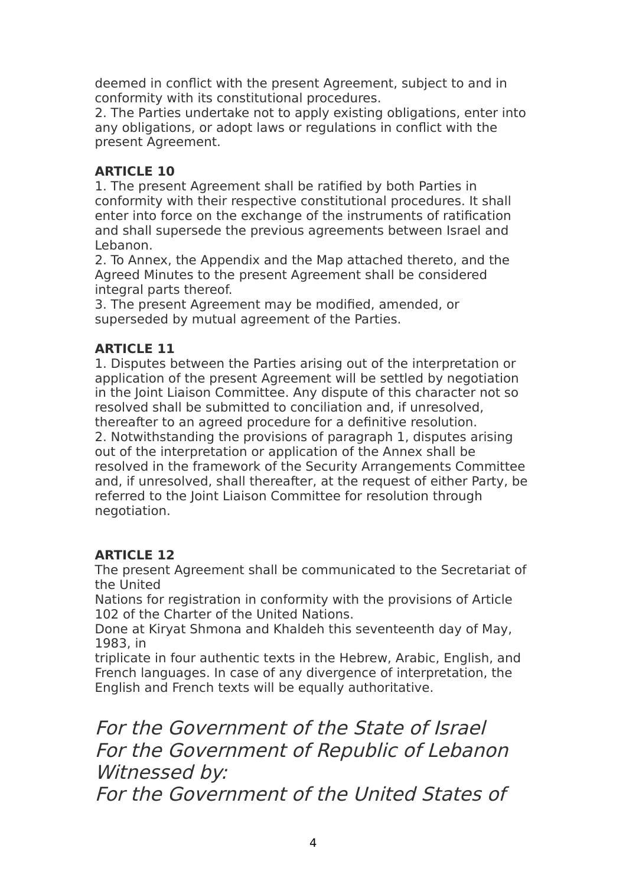deemed in conflict with the present Agreement, subject to and in conformity with its constitutional procedures.

2. The Parties undertake not to apply existing obligations, enter into any obligations, or adopt laws or regulations in conflict with the present Agreement.

**ARTICLE 10**

1. The present Agreement shall be ratified by both Parties in conformity with their respective constitutional procedures. It shall enter into force on the exchange of the instruments of ratification and shall supersede the previous agreements between Israel and Lebanon.

2. To Annex, the Appendix and the Map attached thereto, and the Agreed Minutes to the present Agreement shall be considered integral parts thereof.

3. The present Agreement may be modified, amended, or superseded by mutual agreement of the Parties.

**ARTICLE 11**

1. Disputes between the Parties arising out of the interpretation or application of the present Agreement will be settled by negotiation in the Joint Liaison Committee. Any dispute of this character not so resolved shall be submitted to conciliation and, if unresolved, thereafter to an agreed procedure for a definitive resolution.

2. Notwithstanding the provisions of paragraph 1, disputes arising out of the interpretation or application of the Annex shall be resolved in the framework of the Security Arrangements Committee and, if unresolved, shall thereafter, at the request of either Party, be referred to the Joint Liaison Committee for resolution through negotiation.

**ARTICLE 12**

The present Agreement shall be communicated to the Secretariat of the United
Nations for registration in conformity with the provisions of Article 102 of the Charter of the United Nations.

Done at Kiryat Shmona and Khaldeh this seventeenth day of May, 1983, in
triplicate in four authentic texts in the Hebrew, Arabic, English, and French languages. In case of any divergence of interpretation, the English and French texts will be equally authoritative.

*For the Government of the State of Israel*
*For the Government of Republic of Lebanon*
*Witnessed by:*
*For the Government of the United States of*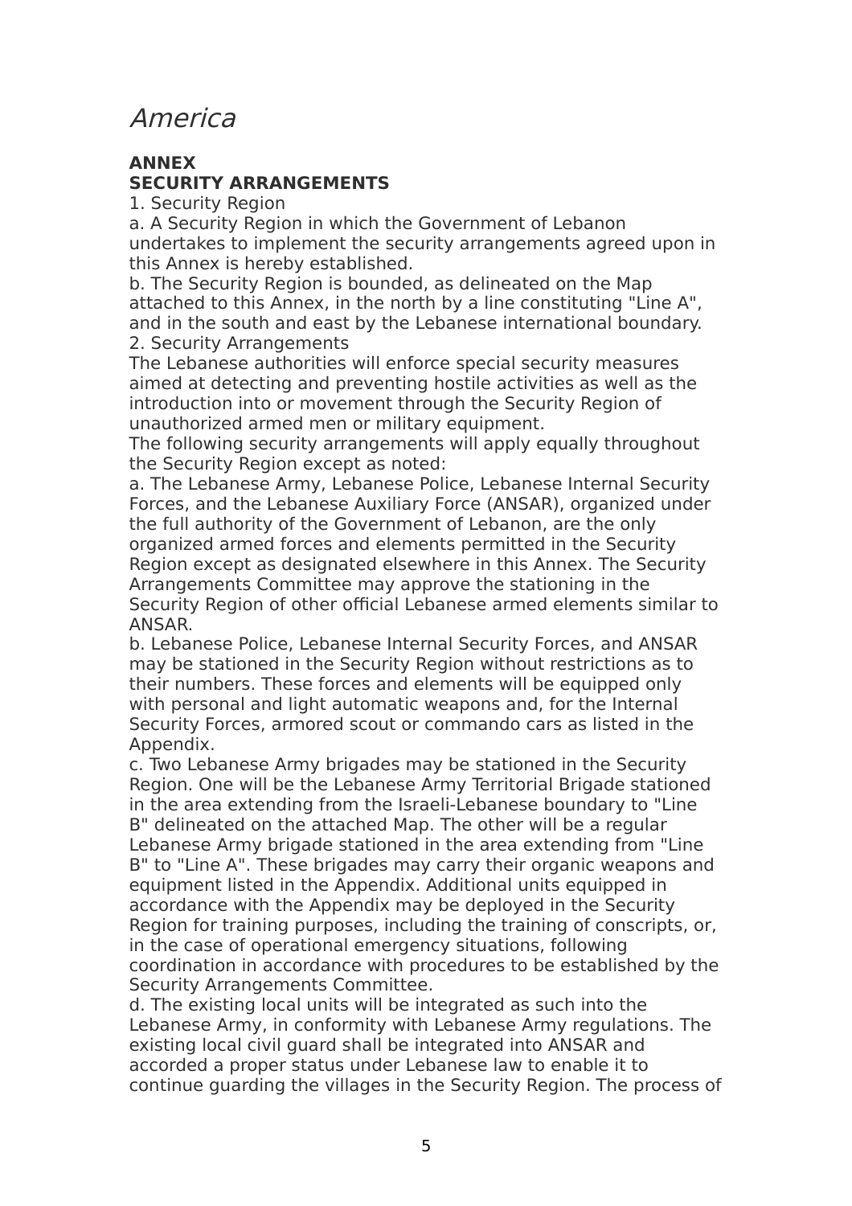*America*

**ANNEX**
**SECURITY ARRANGEMENTS**

1. Security Region

a. A Security Region in which the Government of Lebanon undertakes to implement the security arrangements agreed upon in this Annex is hereby established.

b. The Security Region is bounded, as delineated on the Map attached to this Annex, in the north by a line constituting "Line A", and in the south and east by the Lebanese international boundary.

2. Security Arrangements

The Lebanese authorities will enforce special security measures aimed at detecting and preventing hostile activities as well as the introduction into or movement through the Security Region of unauthorized armed men or military equipment.

The following security arrangements will apply equally throughout the Security Region except as noted:

a. The Lebanese Army, Lebanese Police, Lebanese Internal Security Forces, and the Lebanese Auxiliary Force (ANSAR), organized under the full authority of the Government of Lebanon, are the only organized armed forces and elements permitted in the Security Region except as designated elsewhere in this Annex. The Security Arrangements Committee may approve the stationing in the Security Region of other official Lebanese armed elements similar to ANSAR.

b. Lebanese Police, Lebanese Internal Security Forces, and ANSAR may be stationed in the Security Region without restrictions as to their numbers. These forces and elements will be equipped only with personal and light automatic weapons and, for the Internal Security Forces, armored scout or commando cars as listed in the Appendix.

c. Two Lebanese Army brigades may be stationed in the Security Region. One will be the Lebanese Army Territorial Brigade stationed in the area extending from the Israeli-Lebanese boundary to "Line B" delineated on the attached Map. The other will be a regular Lebanese Army brigade stationed in the area extending from "Line B" to "Line A". These brigades may carry their organic weapons and equipment listed in the Appendix. Additional units equipped in accordance with the Appendix may be deployed in the Security Region for training purposes, including the training of conscripts, or, in the case of operational emergency situations, following coordination in accordance with procedures to be established by the Security Arrangements Committee.

d. The existing local units will be integrated as such into the Lebanese Army, in conformity with Lebanese Army regulations. The existing local civil guard shall be integrated into ANSAR and accorded a proper status under Lebanese law to enable it to continue guarding the villages in the Security Region. The process of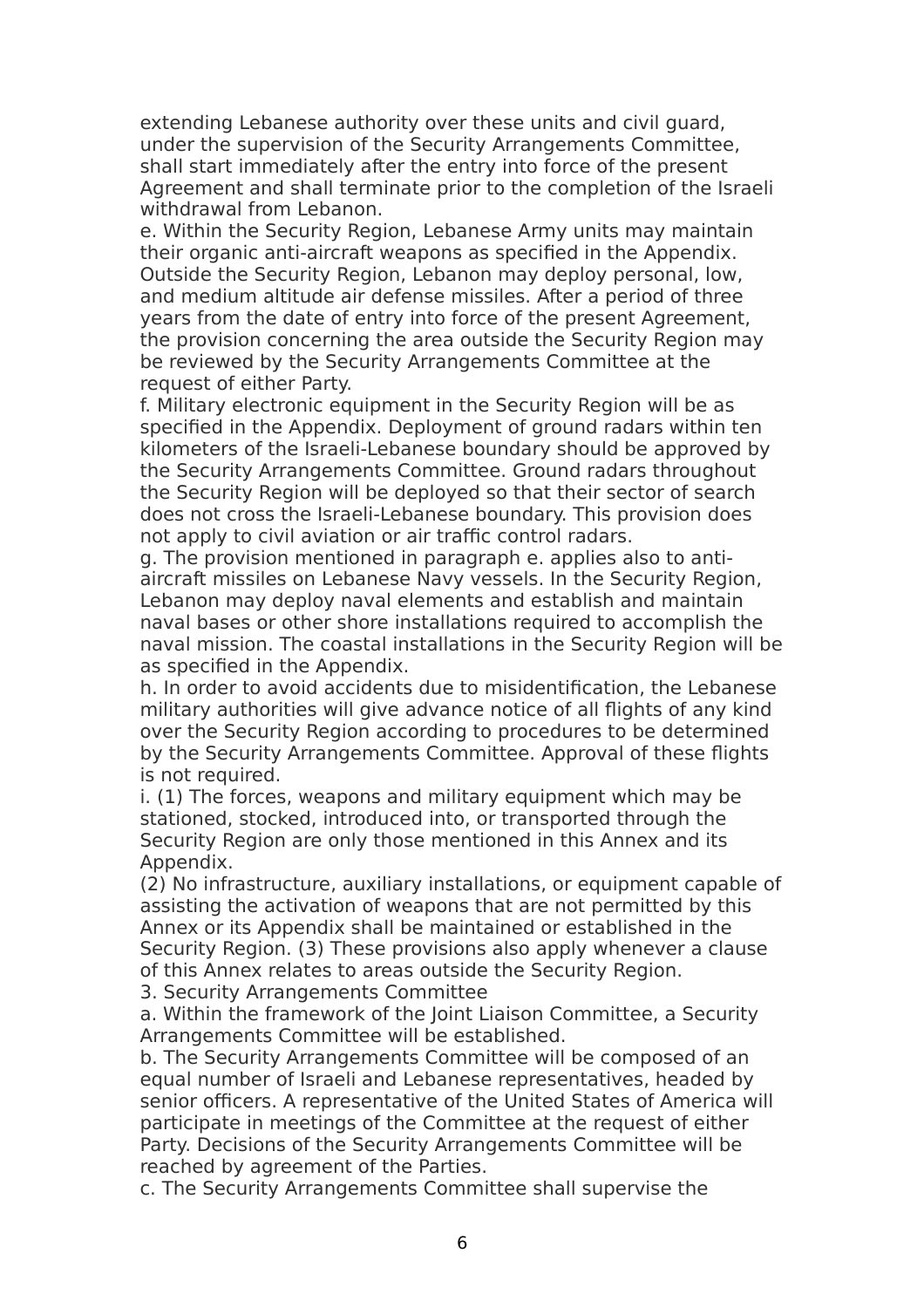extending Lebanese authority over these units and civil guard, under the supervision of the Security Arrangements Committee, shall start immediately after the entry into force of the present Agreement and shall terminate prior to the completion of the Israeli withdrawal from Lebanon.

e. Within the Security Region, Lebanese Army units may maintain their organic anti-aircraft weapons as specified in the Appendix. Outside the Security Region, Lebanon may deploy personal, low, and medium altitude air defense missiles. After a period of three years from the date of entry into force of the present Agreement, the provision concerning the area outside the Security Region may be reviewed by the Security Arrangements Committee at the request of either Party.

f. Military electronic equipment in the Security Region will be as specified in the Appendix. Deployment of ground radars within ten kilometers of the Israeli-Lebanese boundary should be approved by the Security Arrangements Committee. Ground radars throughout the Security Region will be deployed so that their sector of search does not cross the Israeli-Lebanese boundary. This provision does not apply to civil aviation or air traffic control radars.

g. The provision mentioned in paragraph e. applies also to anti-aircraft missiles on Lebanese Navy vessels. In the Security Region, Lebanon may deploy naval elements and establish and maintain naval bases or other shore installations required to accomplish the naval mission. The coastal installations in the Security Region will be as specified in the Appendix.

h. In order to avoid accidents due to misidentification, the Lebanese military authorities will give advance notice of all flights of any kind over the Security Region according to procedures to be determined by the Security Arrangements Committee. Approval of these flights is not required.

i. (1) The forces, weapons and military equipment which may be stationed, stocked, introduced into, or transported through the Security Region are only those mentioned in this Annex and its Appendix.

(2) No infrastructure, auxiliary installations, or equipment capable of assisting the activation of weapons that are not permitted by this Annex or its Appendix shall be maintained or established in the Security Region. (3) These provisions also apply whenever a clause of this Annex relates to areas outside the Security Region.

3. Security Arrangements Committee

a. Within the framework of the Joint Liaison Committee, a Security Arrangements Committee will be established.

b. The Security Arrangements Committee will be composed of an equal number of Israeli and Lebanese representatives, headed by senior officers. A representative of the United States of America will participate in meetings of the Committee at the request of either Party. Decisions of the Security Arrangements Committee will be reached by agreement of the Parties.

c. The Security Arrangements Committee shall supervise the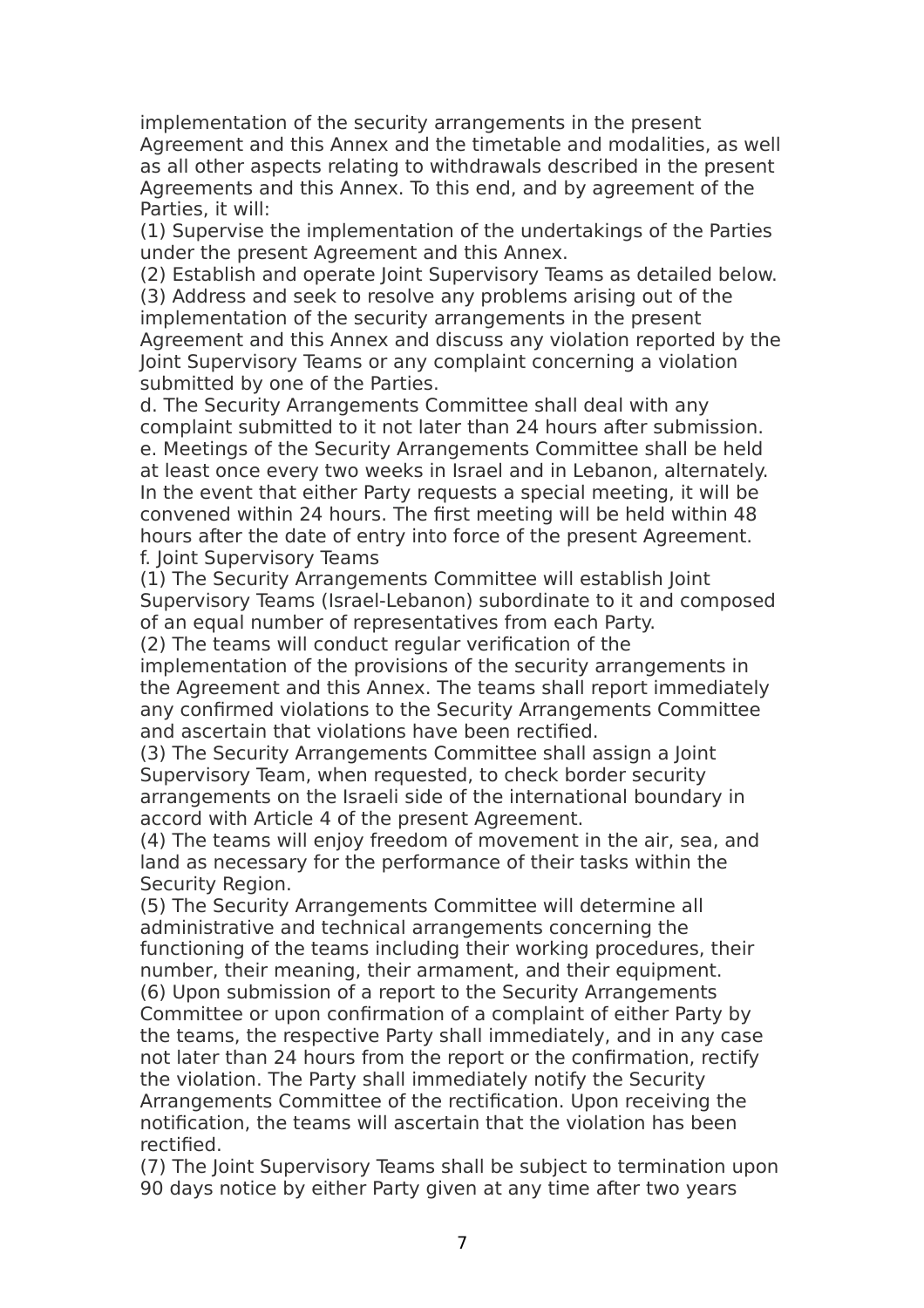implementation of the security arrangements in the present Agreement and this Annex and the timetable and modalities, as well as all other aspects relating to withdrawals described in the present Agreements and this Annex. To this end, and by agreement of the Parties, it will:

(1) Supervise the implementation of the undertakings of the Parties under the present Agreement and this Annex.

(2) Establish and operate Joint Supervisory Teams as detailed below.

(3) Address and seek to resolve any problems arising out of the implementation of the security arrangements in the present Agreement and this Annex and discuss any violation reported by the Joint Supervisory Teams or any complaint concerning a violation submitted by one of the Parties.

d. The Security Arrangements Committee shall deal with any complaint submitted to it not later than 24 hours after submission.

e. Meetings of the Security Arrangements Committee shall be held at least once every two weeks in Israel and in Lebanon, alternately. In the event that either Party requests a special meeting, it will be convened within 24 hours. The first meeting will be held within 48 hours after the date of entry into force of the present Agreement.

f. Joint Supervisory Teams

(1) The Security Arrangements Committee will establish Joint Supervisory Teams (Israel-Lebanon) subordinate to it and composed of an equal number of representatives from each Party.

(2) The teams will conduct regular verification of the implementation of the provisions of the security arrangements in the Agreement and this Annex. The teams shall report immediately any confirmed violations to the Security Arrangements Committee and ascertain that violations have been rectified.

(3) The Security Arrangements Committee shall assign a Joint Supervisory Team, when requested, to check border security arrangements on the Israeli side of the international boundary in accord with Article 4 of the present Agreement.

(4) The teams will enjoy freedom of movement in the air, sea, and land as necessary for the performance of their tasks within the Security Region.

(5) The Security Arrangements Committee will determine all administrative and technical arrangements concerning the functioning of the teams including their working procedures, their number, their meaning, their armament, and their equipment.

(6) Upon submission of a report to the Security Arrangements Committee or upon confirmation of a complaint of either Party by the teams, the respective Party shall immediately, and in any case not later than 24 hours from the report or the confirmation, rectify the violation. The Party shall immediately notify the Security Arrangements Committee of the rectification. Upon receiving the notification, the teams will ascertain that the violation has been rectified.

(7) The Joint Supervisory Teams shall be subject to termination upon 90 days notice by either Party given at any time after two years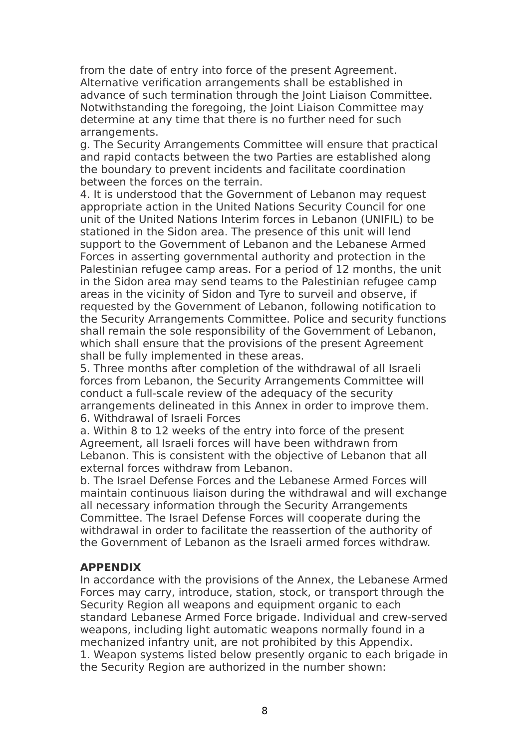from the date of entry into force of the present Agreement. Alternative verification arrangements shall be established in advance of such termination through the Joint Liaison Committee. Notwithstanding the foregoing, the Joint Liaison Committee may determine at any time that there is no further need for such arrangements.

g. The Security Arrangements Committee will ensure that practical and rapid contacts between the two Parties are established along the boundary to prevent incidents and facilitate coordination between the forces on the terrain.

4. It is understood that the Government of Lebanon may request appropriate action in the United Nations Security Council for one unit of the United Nations Interim forces in Lebanon (UNIFIL) to be stationed in the Sidon area. The presence of this unit will lend support to the Government of Lebanon and the Lebanese Armed Forces in asserting governmental authority and protection in the Palestinian refugee camp areas. For a period of 12 months, the unit in the Sidon area may send teams to the Palestinian refugee camp areas in the vicinity of Sidon and Tyre to surveil and observe, if requested by the Government of Lebanon, following notification to the Security Arrangements Committee. Police and security functions shall remain the sole responsibility of the Government of Lebanon, which shall ensure that the provisions of the present Agreement shall be fully implemented in these areas.

5. Three months after completion of the withdrawal of all Israeli forces from Lebanon, the Security Arrangements Committee will conduct a full-scale review of the adequacy of the security arrangements delineated in this Annex in order to improve them.

6. Withdrawal of Israeli Forces

a. Within 8 to 12 weeks of the entry into force of the present Agreement, all Israeli forces will have been withdrawn from Lebanon. This is consistent with the objective of Lebanon that all external forces withdraw from Lebanon.

b. The Israel Defense Forces and the Lebanese Armed Forces will maintain continuous liaison during the withdrawal and will exchange all necessary information through the Security Arrangements Committee. The Israel Defense Forces will cooperate during the withdrawal in order to facilitate the reassertion of the authority of the Government of Lebanon as the Israeli armed forces withdraw.

**APPENDIX**

In accordance with the provisions of the Annex, the Lebanese Armed Forces may carry, introduce, station, stock, or transport through the Security Region all weapons and equipment organic to each standard Lebanese Armed Force brigade. Individual and crew-served weapons, including light automatic weapons normally found in a mechanized infantry unit, are not prohibited by this Appendix.

1. Weapon systems listed below presently organic to each brigade in the Security Region are authorized in the number shown: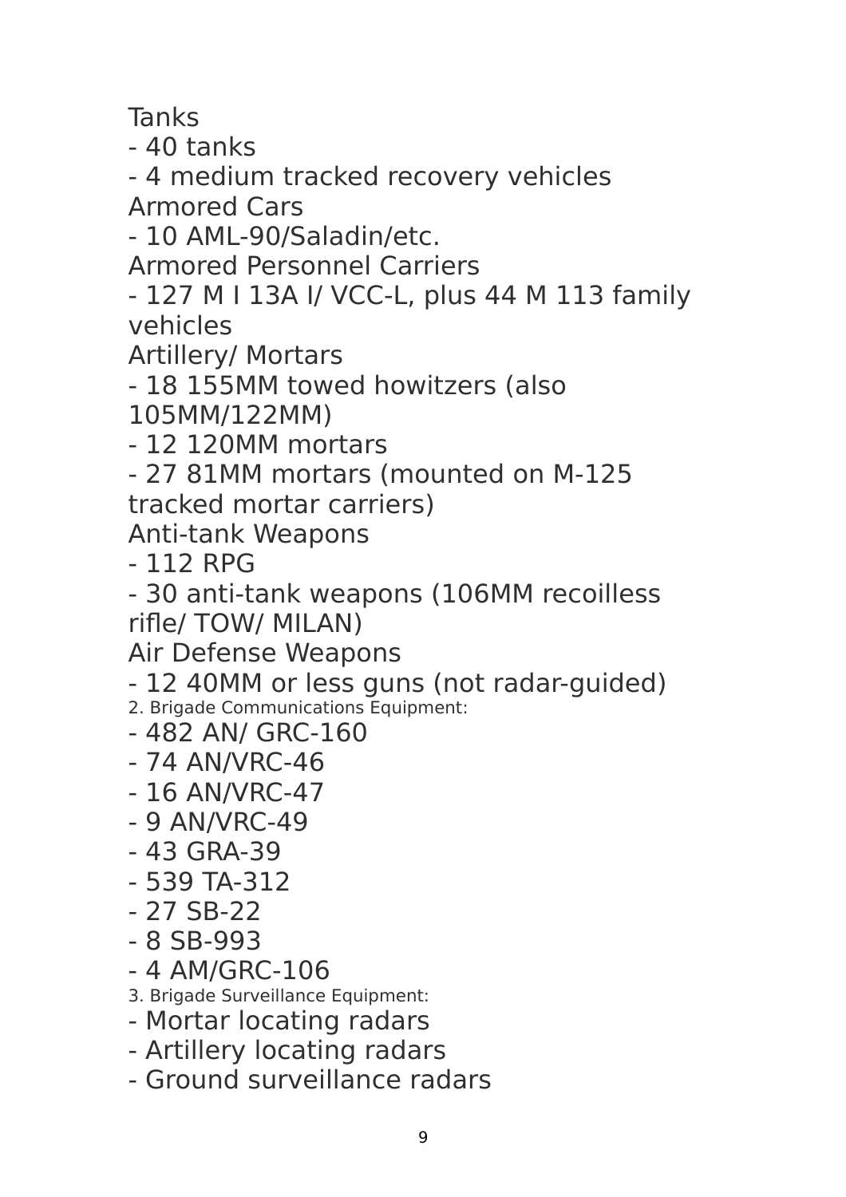Tanks

- 40 tanks
- 4 medium tracked recovery vehicles

Armored Cars

- 10 AML-90/Saladin/etc.

Armored Personnel Carriers

- 127 M I 13A I/ VCC-L, plus 44 M 113 family vehicles

Artillery/ Mortars

- 18 155MM towed howitzers (also 105MM/122MM)
- 12 120MM mortars
- 27 81MM mortars (mounted on M-125 tracked mortar carriers)

Anti-tank Weapons

- 112 RPG
- 30 anti-tank weapons (106MM recoilless rifle/ TOW/ MILAN)

Air Defense Weapons

- 12 40MM or less guns (not radar-guided)

2. Brigade Communications Equipment:

- 482 AN/ GRC-160
- 74 AN/VRC-46
- 16 AN/VRC-47
- 9 AN/VRC-49
- 43 GRA-39
- 539 TA-312
- 27 SB-22
- 8 SB-993
- 4 AM/GRC-106

3. Brigade Surveillance Equipment:

- Mortar locating radars
- Artillery locating radars
- Ground surveillance radars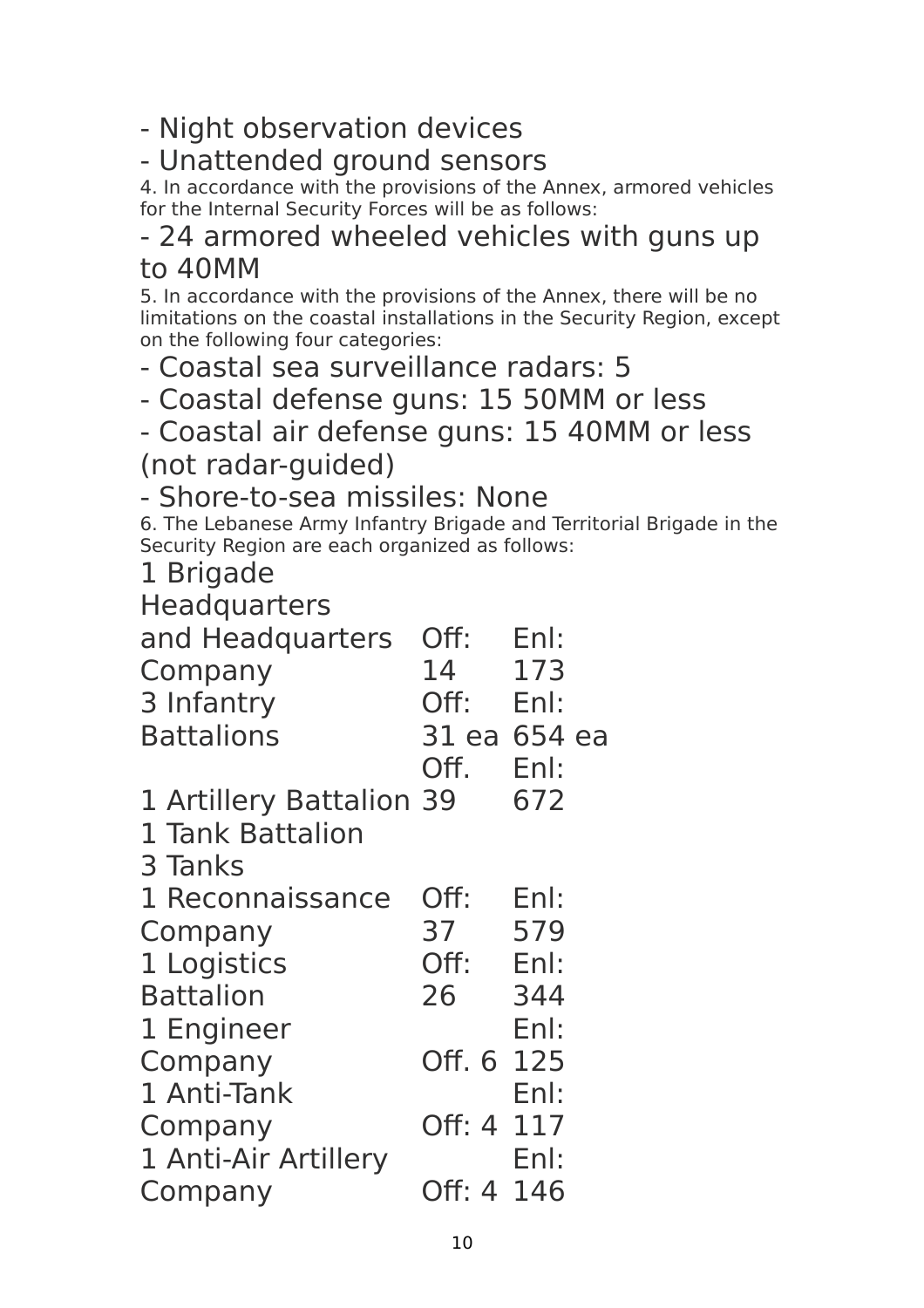- Night observation devices
- Unattended ground sensors

4. In accordance with the provisions of the Annex, armored vehicles for the Internal Security Forces will be as follows:

- 24 armored wheeled vehicles with guns up to 40MM

5. In accordance with the provisions of the Annex, there will be no limitations on the coastal installations in the Security Region, except on the following four categories:

- Coastal sea surveillance radars: 5
- Coastal defense guns: 15 50MM or less
- Coastal air defense guns: 15 40MM or less (not radar-guided)
- Shore-to-sea missiles: None

6. The Lebanese Army Infantry Brigade and Territorial Brigade in the Security Region are each organized as follows:

| Unit | Off | Enl |
| --- | --- | --- |
| 1 Brigade Headquarters and Headquarters Company | Off: 14 | Enl: 173 |
| 3 Infantry Battalions | Off: 31 ea | Enl: 654 ea |
| 1 Artillery Battalion | Off. 39 | Enl: 672 |
| 1 Tank Battalion 3 Tanks | | |
| 1 Reconnaissance Company | Off: 37 | Enl: 579 |
| 1 Logistics Battalion | Off: 26 | Enl: 344 |
| 1 Engineer Company | Off. 6 | Enl: 125 |
| 1 Anti-Tank Company | Off: 4 | Enl: 117 |
| 1 Anti-Air Artillery Company | Off: 4 | Enl: 146 |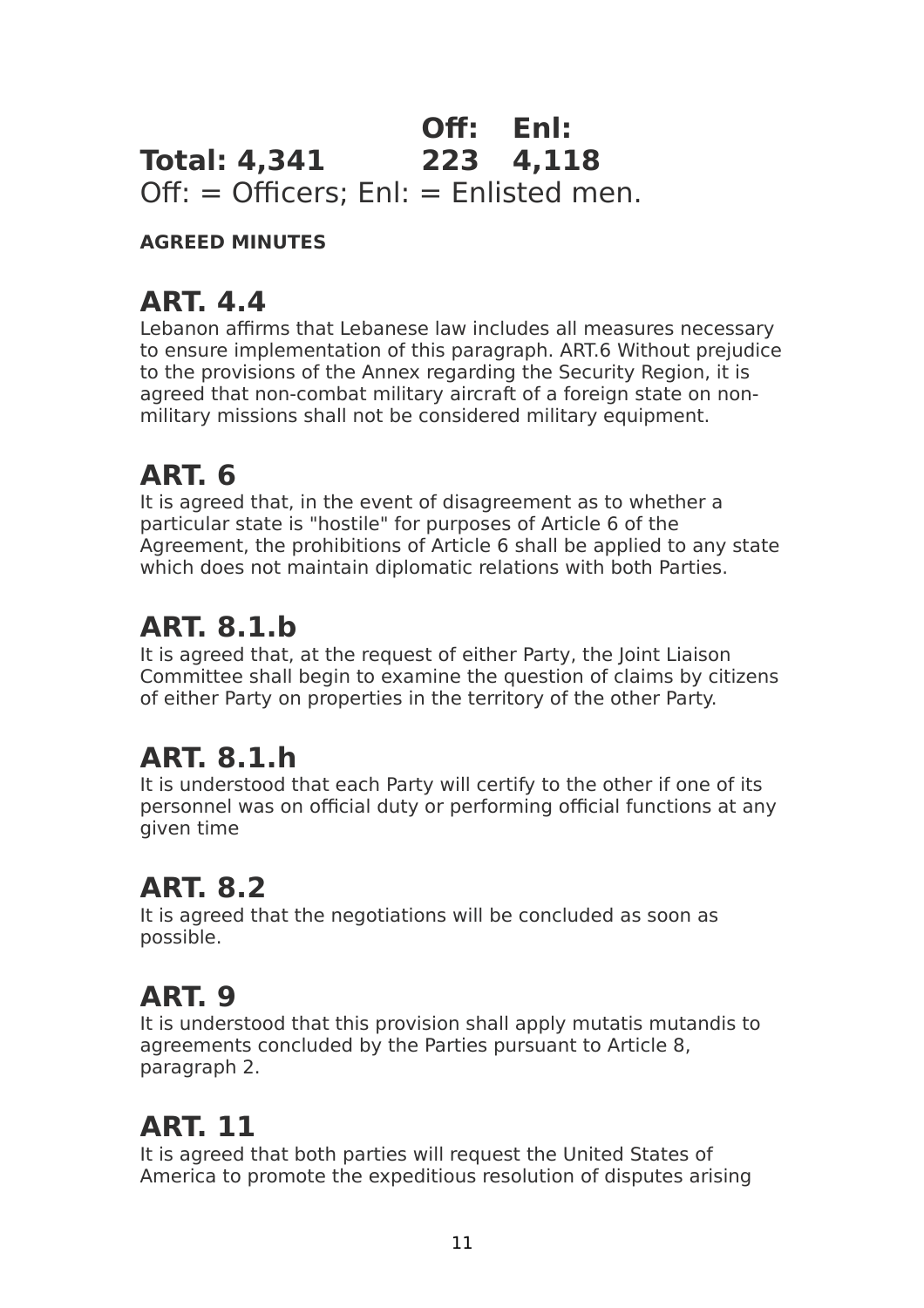|  | Off: | Enl: |
| --- | --- | --- |
| **Total: 4,341** | **223** | **4,118** |

Off: = Officers; Enl: = Enlisted men.

**AGREED MINUTES**

## ART. 4.4

Lebanon affirms that Lebanese law includes all measures necessary to ensure implementation of this paragraph. ART.6 Without prejudice to the provisions of the Annex regarding the Security Region, it is agreed that non-combat military aircraft of a foreign state on non-military missions shall not be considered military equipment.

## ART. 6

It is agreed that, in the event of disagreement as to whether a particular state is "hostile" for purposes of Article 6 of the Agreement, the prohibitions of Article 6 shall be applied to any state which does not maintain diplomatic relations with both Parties.

## ART. 8.1.b

It is agreed that, at the request of either Party, the Joint Liaison Committee shall begin to examine the question of claims by citizens of either Party on properties in the territory of the other Party.

## ART. 8.1.h

It is understood that each Party will certify to the other if one of its personnel was on official duty or performing official functions at any given time

## ART. 8.2

It is agreed that the negotiations will be concluded as soon as possible.

## ART. 9

It is understood that this provision shall apply mutatis mutandis to agreements concluded by the Parties pursuant to Article 8, paragraph 2.

## ART. 11

It is agreed that both parties will request the United States of America to promote the expeditious resolution of disputes arising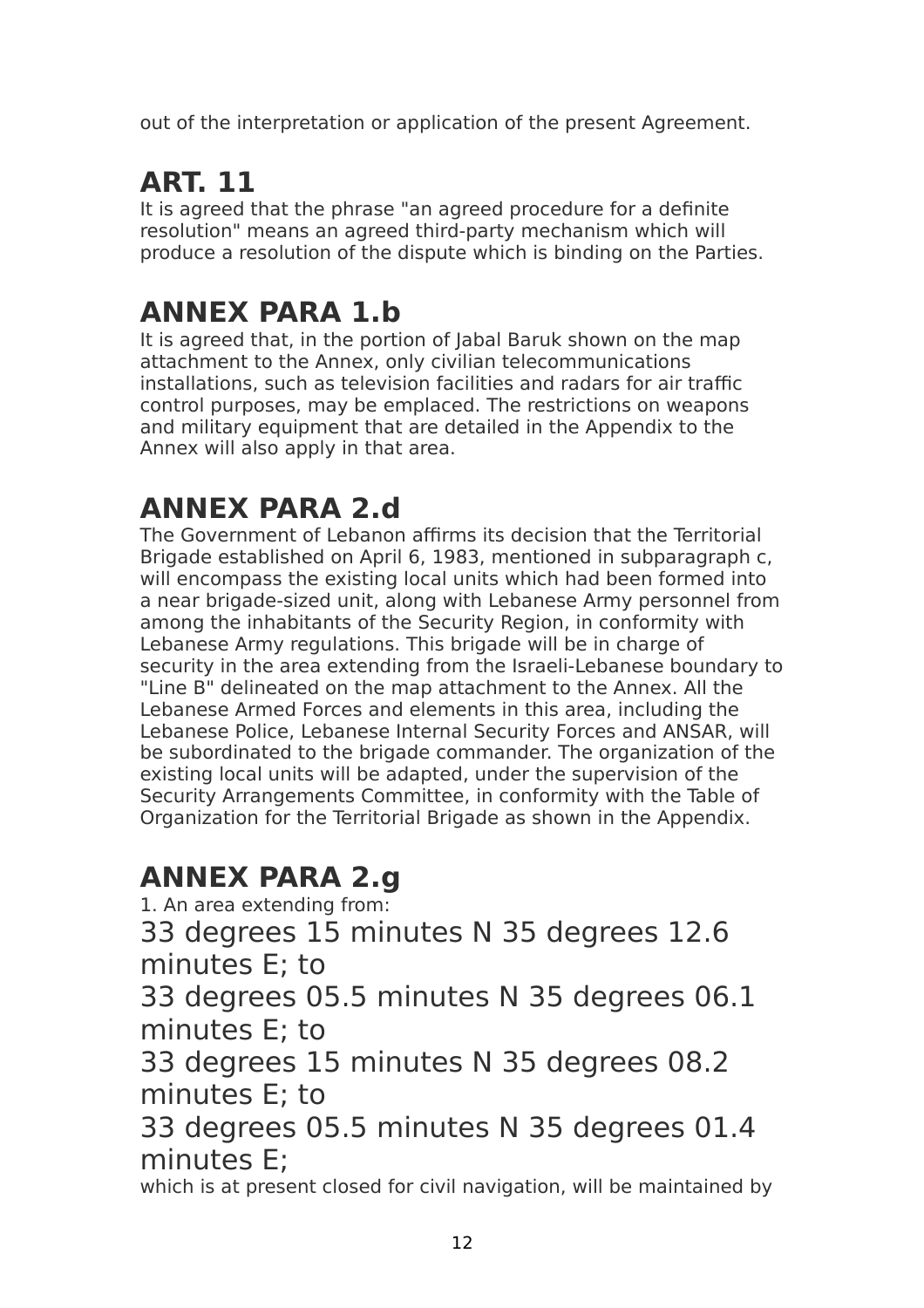out of the interpretation or application of the present Agreement.

## ART. 11

It is agreed that the phrase "an agreed procedure for a definite resolution" means an agreed third-party mechanism which will produce a resolution of the dispute which is binding on the Parties.

## ANNEX PARA 1.b

It is agreed that, in the portion of Jabal Baruk shown on the map attachment to the Annex, only civilian telecommunications installations, such as television facilities and radars for air traffic control purposes, may be emplaced. The restrictions on weapons and military equipment that are detailed in the Appendix to the Annex will also apply in that area.

## ANNEX PARA 2.d

The Government of Lebanon affirms its decision that the Territorial Brigade established on April 6, 1983, mentioned in subparagraph c, will encompass the existing local units which had been formed into a near brigade-sized unit, along with Lebanese Army personnel from among the inhabitants of the Security Region, in conformity with Lebanese Army regulations. This brigade will be in charge of security in the area extending from the Israeli-Lebanese boundary to "Line B" delineated on the map attachment to the Annex. All the Lebanese Armed Forces and elements in this area, including the Lebanese Police, Lebanese Internal Security Forces and ANSAR, will be subordinated to the brigade commander. The organization of the existing local units will be adapted, under the supervision of the Security Arrangements Committee, in conformity with the Table of Organization for the Territorial Brigade as shown in the Appendix.

## ANNEX PARA 2.g

1. An area extending from:

33 degrees 15 minutes N 35 degrees 12.6 minutes E; to

33 degrees 05.5 minutes N 35 degrees 06.1 minutes E; to

33 degrees 15 minutes N 35 degrees 08.2 minutes E; to

33 degrees 05.5 minutes N 35 degrees 01.4 minutes E;

which is at present closed for civil navigation, will be maintained by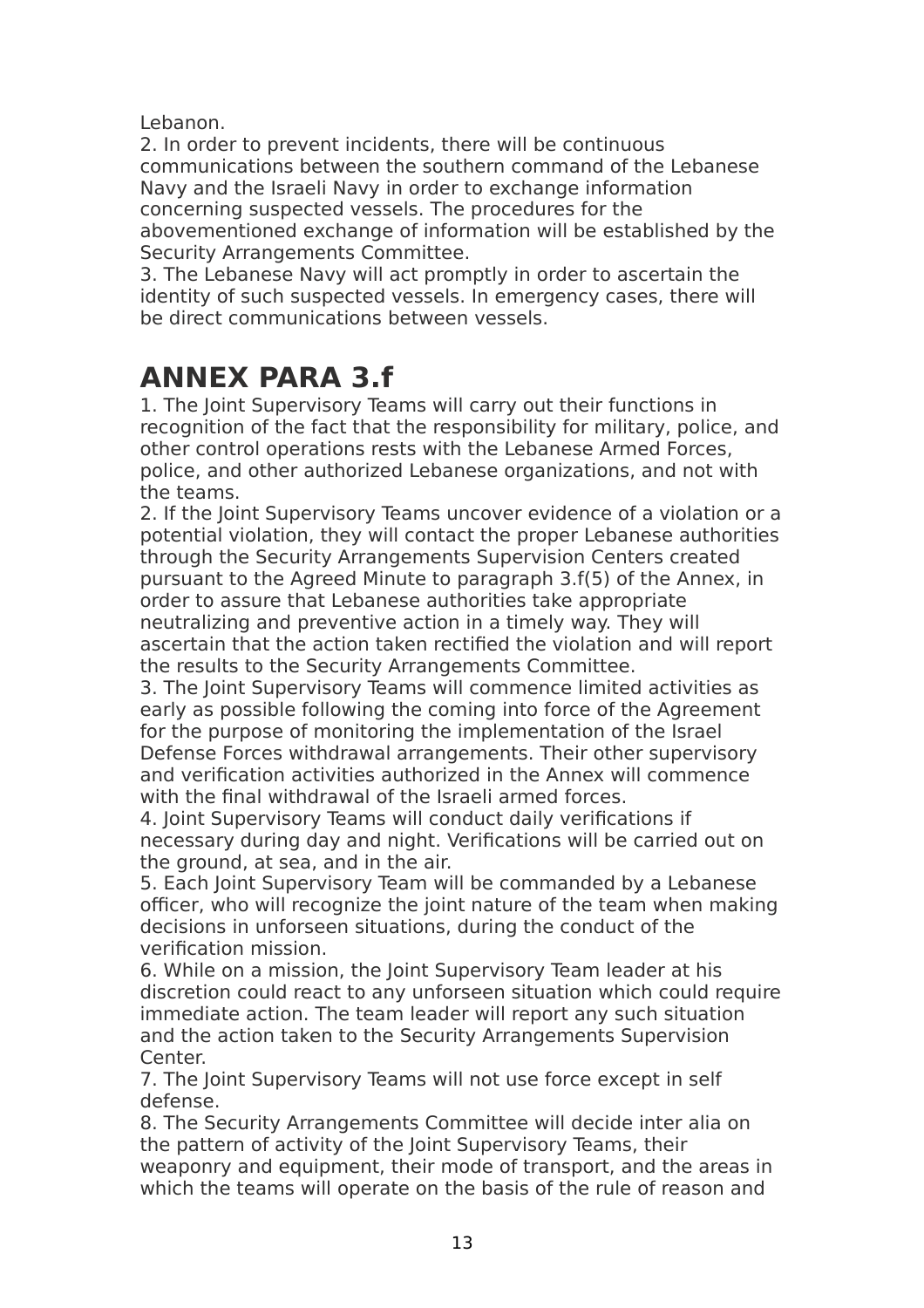Lebanon.

2. In order to prevent incidents, there will be continuous communications between the southern command of the Lebanese Navy and the Israeli Navy in order to exchange information concerning suspected vessels. The procedures for the abovementioned exchange of information will be established by the Security Arrangements Committee.

3. The Lebanese Navy will act promptly in order to ascertain the identity of such suspected vessels. In emergency cases, there will be direct communications between vessels.

## ANNEX PARA 3.f

1. The Joint Supervisory Teams will carry out their functions in recognition of the fact that the responsibility for military, police, and other control operations rests with the Lebanese Armed Forces, police, and other authorized Lebanese organizations, and not with the teams.

2. If the Joint Supervisory Teams uncover evidence of a violation or a potential violation, they will contact the proper Lebanese authorities through the Security Arrangements Supervision Centers created pursuant to the Agreed Minute to paragraph 3.f(5) of the Annex, in order to assure that Lebanese authorities take appropriate neutralizing and preventive action in a timely way. They will ascertain that the action taken rectified the violation and will report the results to the Security Arrangements Committee.

3. The Joint Supervisory Teams will commence limited activities as early as possible following the coming into force of the Agreement for the purpose of monitoring the implementation of the Israel Defense Forces withdrawal arrangements. Their other supervisory and verification activities authorized in the Annex will commence with the final withdrawal of the Israeli armed forces.

4. Joint Supervisory Teams will conduct daily verifications if necessary during day and night. Verifications will be carried out on the ground, at sea, and in the air.

5. Each Joint Supervisory Team will be commanded by a Lebanese officer, who will recognize the joint nature of the team when making decisions in unforseen situations, during the conduct of the verification mission.

6. While on a mission, the Joint Supervisory Team leader at his discretion could react to any unforseen situation which could require immediate action. The team leader will report any such situation and the action taken to the Security Arrangements Supervision Center.

7. The Joint Supervisory Teams will not use force except in self defense.

8. The Security Arrangements Committee will decide inter alia on the pattern of activity of the Joint Supervisory Teams, their weaponry and equipment, their mode of transport, and the areas in which the teams will operate on the basis of the rule of reason and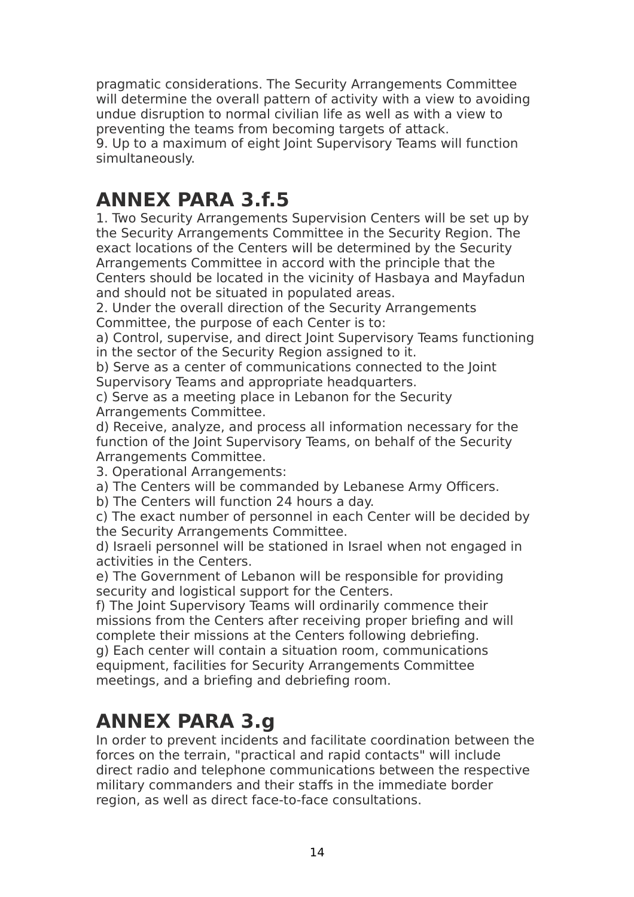pragmatic considerations. The Security Arrangements Committee will determine the overall pattern of activity with a view to avoiding undue disruption to normal civilian life as well as with a view to preventing the teams from becoming targets of attack.
9. Up to a maximum of eight Joint Supervisory Teams will function simultaneously.

## ANNEX PARA 3.f.5

1. Two Security Arrangements Supervision Centers will be set up by the Security Arrangements Committee in the Security Region. The exact locations of the Centers will be determined by the Security Arrangements Committee in accord with the principle that the Centers should be located in the vicinity of Hasbaya and Mayfadun and should not be situated in populated areas.
2. Under the overall direction of the Security Arrangements Committee, the purpose of each Center is to:
a) Control, supervise, and direct Joint Supervisory Teams functioning in the sector of the Security Region assigned to it.
b) Serve as a center of communications connected to the Joint Supervisory Teams and appropriate headquarters.
c) Serve as a meeting place in Lebanon for the Security Arrangements Committee.
d) Receive, analyze, and process all information necessary for the function of the Joint Supervisory Teams, on behalf of the Security Arrangements Committee.
3. Operational Arrangements:
a) The Centers will be commanded by Lebanese Army Officers.
b) The Centers will function 24 hours a day.
c) The exact number of personnel in each Center will be decided by the Security Arrangements Committee.
d) Israeli personnel will be stationed in Israel when not engaged in activities in the Centers.
e) The Government of Lebanon will be responsible for providing security and logistical support for the Centers.
f) The Joint Supervisory Teams will ordinarily commence their missions from the Centers after receiving proper briefing and will complete their missions at the Centers following debriefing.
g) Each center will contain a situation room, communications equipment, facilities for Security Arrangements Committee meetings, and a briefing and debriefing room.

## ANNEX PARA 3.g

In order to prevent incidents and facilitate coordination between the forces on the terrain, "practical and rapid contacts" will include direct radio and telephone communications between the respective military commanders and their staffs in the immediate border region, as well as direct face-to-face consultations.